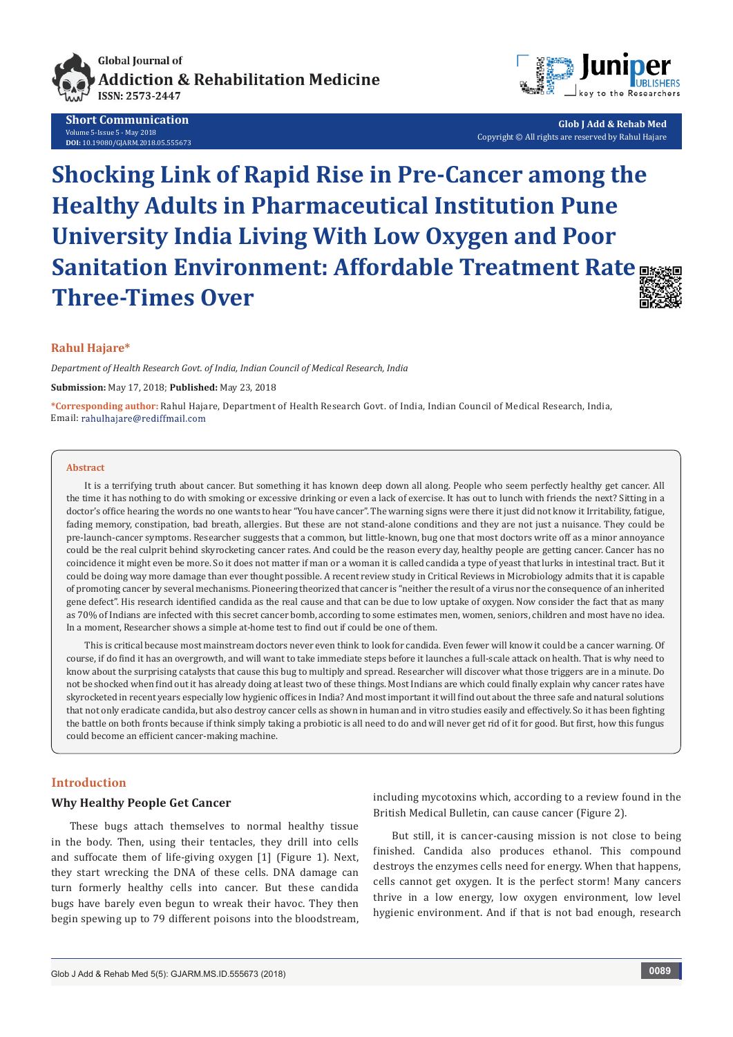Global Journal of
Addiction & Rehabilitation Medicine
ISSN: 2573-2447

**Short Communication**
Volume 5-Issue 5 - May 2018
**DOI:** 10.19080/GJARM.2018.05.555673

**Glob J Add & Rehab Med**
Copyright © All rights are reserved by Rahul Hajare

# Shocking Link of Rapid Rise in Pre-Cancer among the Healthy Adults in Pharmaceutical Institution Pune University India Living With Low Oxygen and Poor Sanitation Environment: Affordable Treatment Rate Three-Times Over

**Rahul Hajare***

*Department of Health Research Govt. of India, Indian Council of Medical Research, India*

**Submission:** May 17, 2018; **Published:** May 23, 2018

***Corresponding author:** Rahul Hajare, Department of Health Research Govt. of India, Indian Council of Medical Research, India, Email: rahulhajare@rediffmail.com

## Abstract

It is a terrifying truth about cancer. But something it has known deep down all along. People who seem perfectly healthy get cancer. All the time it has nothing to do with smoking or excessive drinking or even a lack of exercise. It has out to lunch with friends the next? Sitting in a doctor's office hearing the words no one wants to hear "You have cancer". The warning signs were there it just did not know it Irritability, fatigue, fading memory, constipation, bad breath, allergies. But these are not stand-alone conditions and they are not just a nuisance. They could be pre-launch-cancer symptoms. Researcher suggests that a common, but little-known, bug one that most doctors write off as a minor annoyance could be the real culprit behind skyrocketing cancer rates. And could be the reason every day, healthy people are getting cancer. Cancer has no coincidence it might even be more. So it does not matter if man or a woman it is called candida a type of yeast that lurks in intestinal tract. But it could be doing way more damage than ever thought possible. A recent review study in Critical Reviews in Microbiology admits that it is capable of promoting cancer by several mechanisms. Pioneering theorized that cancer is "neither the result of a virus nor the consequence of an inherited gene defect". His research identified candida as the real cause and that can be due to low uptake of oxygen. Now consider the fact that as many as 70% of Indians are infected with this secret cancer bomb, according to some estimates men, women, seniors, children and most have no idea. In a moment, Researcher shows a simple at-home test to find out if could be one of them.

This is critical because most mainstream doctors never even think to look for candida. Even fewer will know it could be a cancer warning. Of course, if do find it has an overgrowth, and will want to take immediate steps before it launches a full-scale attack on health. That is why need to know about the surprising catalysts that cause this bug to multiply and spread. Researcher will discover what those triggers are in a minute. Do not be shocked when find out it has already doing at least two of these things. Most Indians are which could finally explain why cancer rates have skyrocketed in recent years especially low hygienic offices in India? And most important it will find out about the three safe and natural solutions that not only eradicate candida, but also destroy cancer cells as shown in human and in vitro studies easily and effectively. So it has been fighting the battle on both fronts because if think simply taking a probiotic is all need to do and will never get rid of it for good. But first, how this fungus could become an efficient cancer-making machine.

## Introduction

### Why Healthy People Get Cancer

These bugs attach themselves to normal healthy tissue in the body. Then, using their tentacles, they drill into cells and suffocate them of life-giving oxygen [1] (Figure 1). Next, they start wrecking the DNA of these cells. DNA damage can turn formerly healthy cells into cancer. But these candida bugs have barely even begun to wreak their havoc. They then begin spewing up to 79 different poisons into the bloodstream, including mycotoxins which, according to a review found in the British Medical Bulletin, can cause cancer (Figure 2).

But still, it is cancer-causing mission is not close to being finished. Candida also produces ethanol. This compound destroys the enzymes cells need for energy. When that happens, cells cannot get oxygen. It is the perfect storm! Many cancers thrive in a low energy, low oxygen environment, low level hygienic environment. And if that is not bad enough, research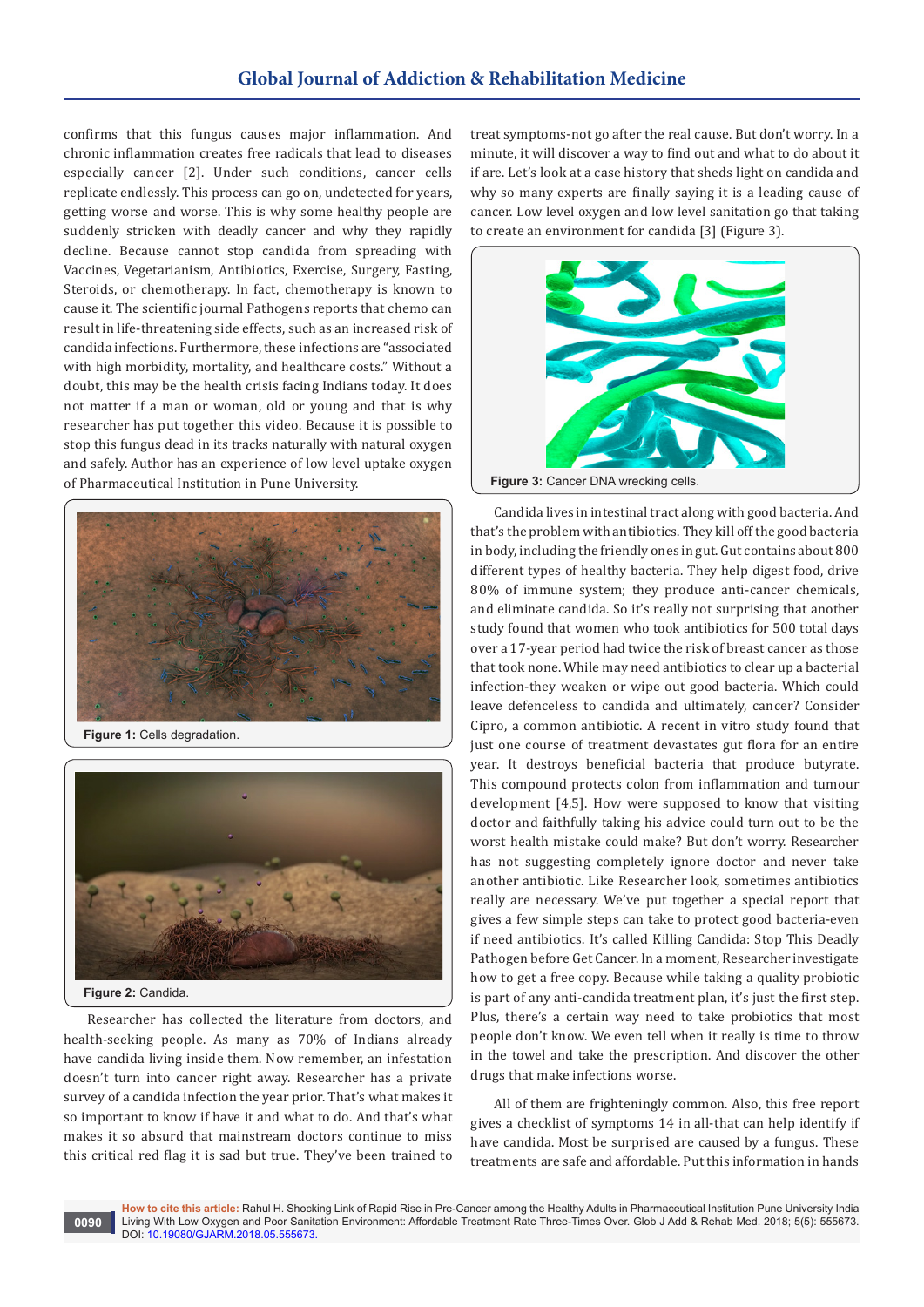confirms that this fungus causes major inflammation. And chronic inflammation creates free radicals that lead to diseases especially cancer [2]. Under such conditions, cancer cells replicate endlessly. This process can go on, undetected for years, getting worse and worse. This is why some healthy people are suddenly stricken with deadly cancer and why they rapidly decline. Because cannot stop candida from spreading with Vaccines, Vegetarianism, Antibiotics, Exercise, Surgery, Fasting, Steroids, or chemotherapy. In fact, chemotherapy is known to cause it. The scientific journal Pathogens reports that chemo can result in life-threatening side effects, such as an increased risk of candida infections. Furthermore, these infections are "associated with high morbidity, mortality, and healthcare costs." Without a doubt, this may be the health crisis facing Indians today. It does not matter if a man or woman, old or young and that is why researcher has put together this video. Because it is possible to stop this fungus dead in its tracks naturally with natural oxygen and safely. Author has an experience of low level uptake oxygen of Pharmaceutical Institution in Pune University.

Figure 1: Cells degradation.

Figure 2: Candida.

Researcher has collected the literature from doctors, and health-seeking people. As many as 70% of Indians already have candida living inside them. Now remember, an infestation doesn't turn into cancer right away. Researcher has a private survey of a candida infection the year prior. That's what makes it so important to know if have it and what to do. And that's what makes it so absurd that mainstream doctors continue to miss this critical red flag it is sad but true. They've been trained to treat symptoms-not go after the real cause. But don't worry. In a minute, it will discover a way to find out and what to do about it if are. Let's look at a case history that sheds light on candida and why so many experts are finally saying it is a leading cause of cancer. Low level oxygen and low level sanitation go that taking to create an environment for candida [3] (Figure 3).

Figure 3: Cancer DNA wrecking cells.

Candida lives in intestinal tract along with good bacteria. And that's the problem with antibiotics. They kill off the good bacteria in body, including the friendly ones in gut. Gut contains about 800 different types of healthy bacteria. They help digest food, drive 80% of immune system; they produce anti-cancer chemicals, and eliminate candida. So it's really not surprising that another study found that women who took antibiotics for 500 total days over a 17-year period had twice the risk of breast cancer as those that took none. While may need antibiotics to clear up a bacterial infection-they weaken or wipe out good bacteria. Which could leave defenceless to candida and ultimately, cancer? Consider Cipro, a common antibiotic. A recent in vitro study found that just one course of treatment devastates gut flora for an entire year. It destroys beneficial bacteria that produce butyrate. This compound protects colon from inflammation and tumour development [4,5]. How were supposed to know that visiting doctor and faithfully taking his advice could turn out to be the worst health mistake could make? But don't worry. Researcher has not suggesting completely ignore doctor and never take another antibiotic. Like Researcher look, sometimes antibiotics really are necessary. We've put together a special report that gives a few simple steps can take to protect good bacteria-even if need antibiotics. It's called Killing Candida: Stop This Deadly Pathogen before Get Cancer. In a moment, Researcher investigate how to get a free copy. Because while taking a quality probiotic is part of any anti-candida treatment plan, it's just the first step. Plus, there's a certain way need to take probiotics that most people don't know. We even tell when it really is time to throw in the towel and take the prescription. And discover the other drugs that make infections worse.

All of them are frighteningly common. Also, this free report gives a checklist of symptoms 14 in all-that can help identify if have candida. Most be surprised are caused by a fungus. These treatments are safe and affordable. Put this information in hands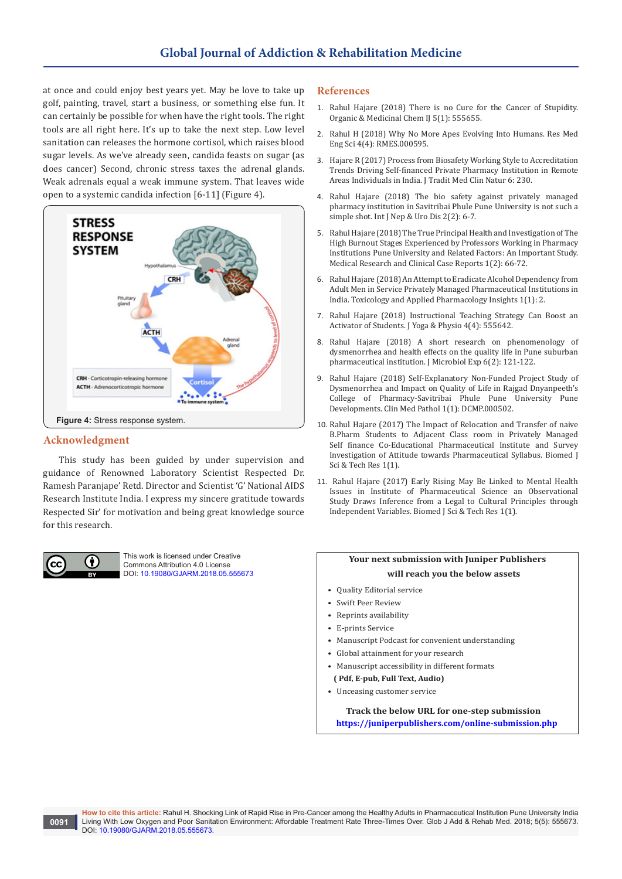at once and could enjoy best years yet. May be love to take up golf, painting, travel, start a business, or something else fun. It can certainly be possible for when have the right tools. The right tools are all right here. It's up to take the next step. Low level sanitation can releases the hormone cortisol, which raises blood sugar levels. As we've already seen, candida feasts on sugar (as does cancer) Second, chronic stress taxes the adrenal glands. Weak adrenals equal a weak immune system. That leaves wide open to a systemic candida infection [6-11] (Figure 4).

STRESS RESPONSE SYSTEM

Hypothalamus

CRH

Pituitary gland

ACTH

Adrenal gland

Cortisol

To immune system

The hypothalamus responds to level of cortisol

CRH - Corticotropin-releasing hormone
ACTH - Adrenocorticotropic hormone

**Figure 4:** Stress response system.

## Acknowledgment

This study has been guided by under supervision and guidance of Renowned Laboratory Scientist Respected Dr. Ramesh Paranjape' Retd. Director and Scientist 'G' National AIDS Research Institute India. I express my sincere gratitude towards Respected Sir' for motivation and being great knowledge source for this research.

## References

1. Rahul Hajare (2018) There is no Cure for the Cancer of Stupidity. Organic & Medicinal Chem IJ 5(1): 555655.
2. Rahul H (2018) Why No More Apes Evolving Into Humans. Res Med Eng Sci 4(4): RMES.000595.
3. Hajare R (2017) Process from Biosafety Working Style to Accreditation Trends Driving Self-financed Private Pharmacy Institution in Remote Areas Individuals in India. J Tradit Med Clin Natur 6: 230.
4. Rahul Hajare (2018) The bio safety against privately managed pharmacy institution in Savitribai Phule Pune University is not such a simple shot. Int J Nep & Uro Dis 2(2): 6-7.
5. Rahul Hajare (2018) The True Principal Health and Investigation of The High Burnout Stages Experienced by Professors Working in Pharmacy Institutions Pune University and Related Factors: An Important Study. Medical Research and Clinical Case Reports 1(2): 66-72.
6. Rahul Hajare (2018) An Attempt to Eradicate Alcohol Dependency from Adult Men in Service Privately Managed Pharmaceutical Institutions in India. Toxicology and Applied Pharmacology Insights 1(1): 2.
7. Rahul Hajare (2018) Instructional Teaching Strategy Can Boost an Activator of Students. J Yoga & Physio 4(4): 555642.
8. Rahul Hajare (2018) A short research on phenomenology of dysmenorrhea and health effects on the quality life in Pune suburban pharmaceutical institution. J Microbiol Exp 6(2): 121-122.
9. Rahul Hajare (2018) Self-Explanatory Non-Funded Project Study of Dysmenorrhea and Impact on Quality of Life in Rajgad Dnyanpeeth's College of Pharmacy-Savitribai Phule Pune University Pune Developments. Clin Med Pathol 1(1): DCMP.000502.
10. Rahul Hajare (2017) The Impact of Relocation and Transfer of naive B.Pharm Students to Adjacent Class room in Privately Managed Self finance Co-Educational Pharmaceutical Institute and Survey Investigation of Attitude towards Pharmaceutical Syllabus. Biomed J Sci & Tech Res 1(1).
11. Rahul Hajare (2017) Early Rising May Be Linked to Mental Health Issues in Institute of Pharmaceutical Science an Observational Study Draws Inference from a Legal to Cultural Principles through Independent Variables. Biomed J Sci & Tech Res 1(1).

This work is licensed under Creative Commons Attribution 4.0 License
DOI: 10.19080/GJARM.2018.05.555673

**Your next submission with Juniper Publishers will reach you the below assets**

- Quality Editorial service
- Swift Peer Review
- Reprints availability
- E-prints Service
- Manuscript Podcast for convenient understanding
- Global attainment for your research
- Manuscript accessibility in different formats
  **( Pdf, E-pub, Full Text, Audio)**
- Unceasing customer service

**Track the below URL for one-step submission**
**https://juniperpublishers.com/online-submission.php**